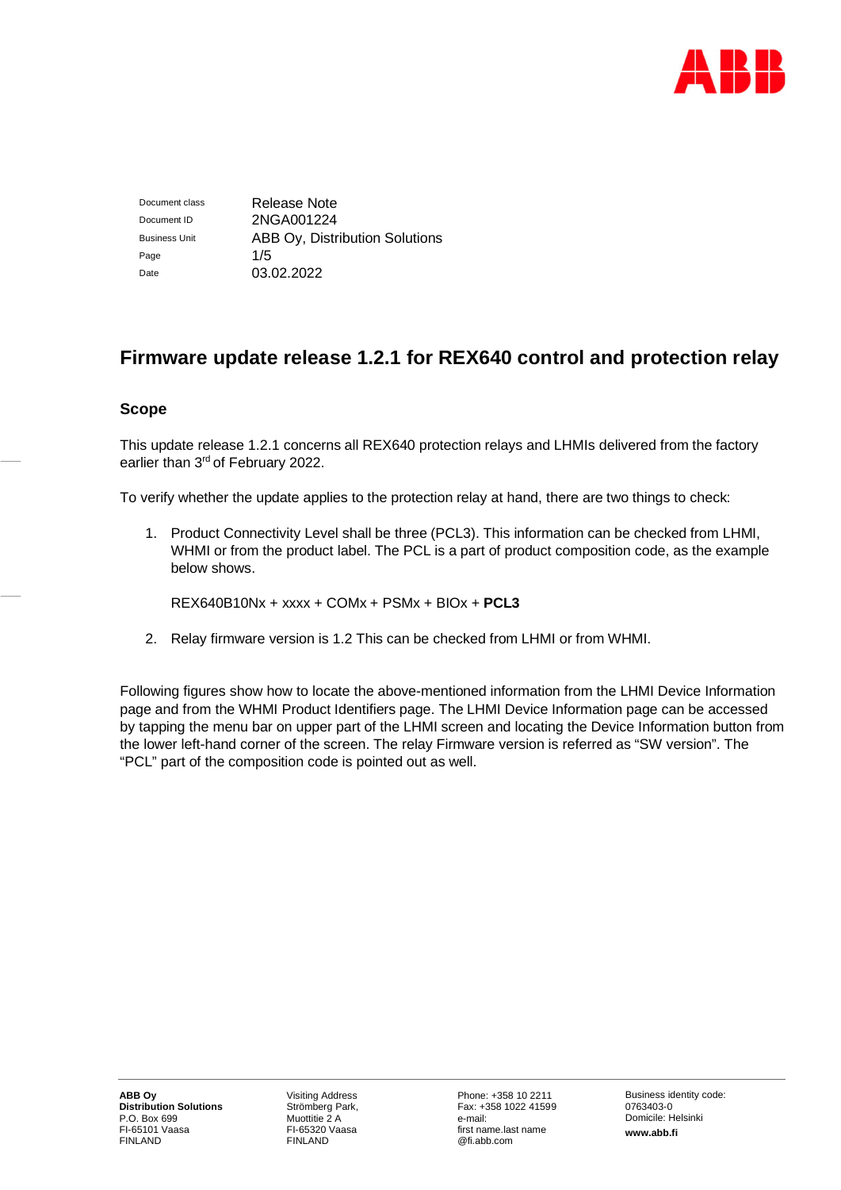| Document class | Release Note |
| --- | --- |
| Document ID | 2NGA001224 |
| Business Unit | ABB Oy, Distribution Solutions |
| Page | 1/5 |
| Date | 03.02.2022 |

# Firmware update release 1.2.1 for REX640 control and protection relay

## Scope

This update release 1.2.1 concerns all REX640 protection relays and LHMIs delivered from the factory earlier than 3rd of February 2022.

To verify whether the update applies to the protection relay at hand, there are two things to check:

1. Product Connectivity Level shall be three (PCL3). This information can be checked from LHMI, WHMI or from the product label. The PCL is a part of product composition code, as the example below shows.

   REX640B10Nx + xxxx + COMx + PSMx + BIOx + **PCL3**

2. Relay firmware version is 1.2 This can be checked from LHMI or from WHMI.

Following figures show how to locate the above-mentioned information from the LHMI Device Information page and from the WHMI Product Identifiers page. The LHMI Device Information page can be accessed by tapping the menu bar on upper part of the LHMI screen and locating the Device Information button from the lower left-hand corner of the screen. The relay Firmware version is referred as “SW version”. The “PCL” part of the composition code is pointed out as well.

**ABB Oy**
**Distribution Solutions**
P.O. Box 699
FI-65101 Vaasa
FINLAND

Visiting Address
Strömberg Park,
Muottitie 2 A
FI-65320 Vaasa
FINLAND

Phone: +358 10 2211
Fax: +358 1022 41599
e-mail:
first name.last name
@fi.abb.com

Business identity code:
0763403-0
Domicile: Helsinki
**www.abb.fi**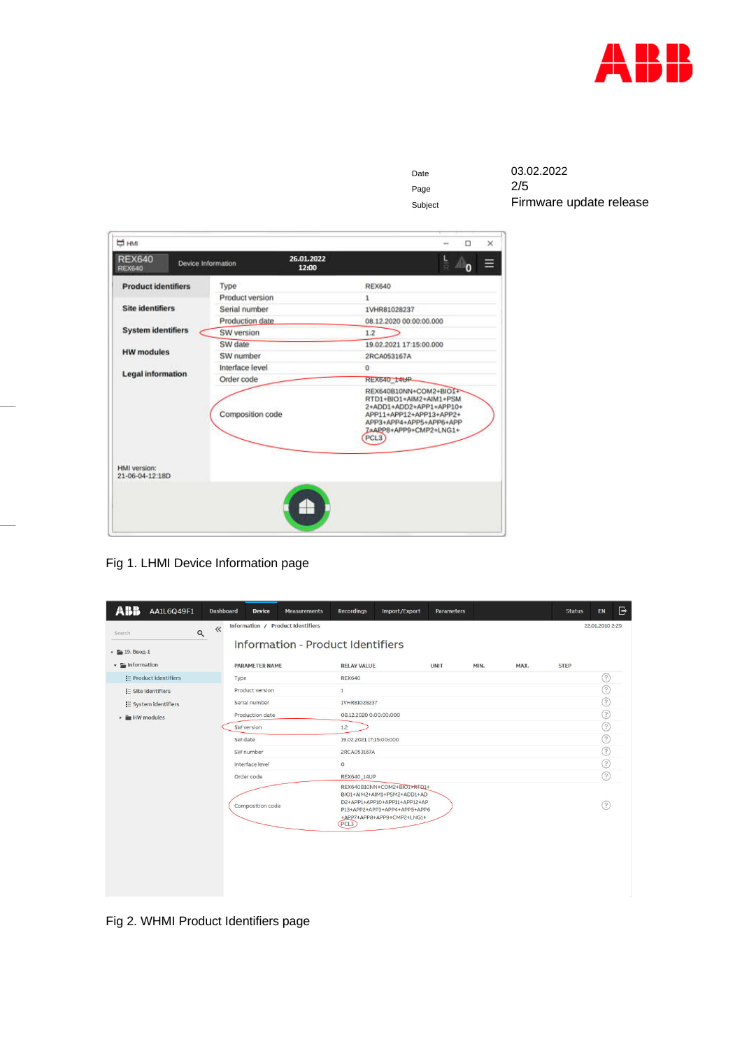| | |
|---|---|
| Date | 03.02.2022 |
| Page | 2/5 |
| Subject | Firmware update release |

Fig 1. LHMI Device Information page

Fig 2. WHMI Product Identifiers page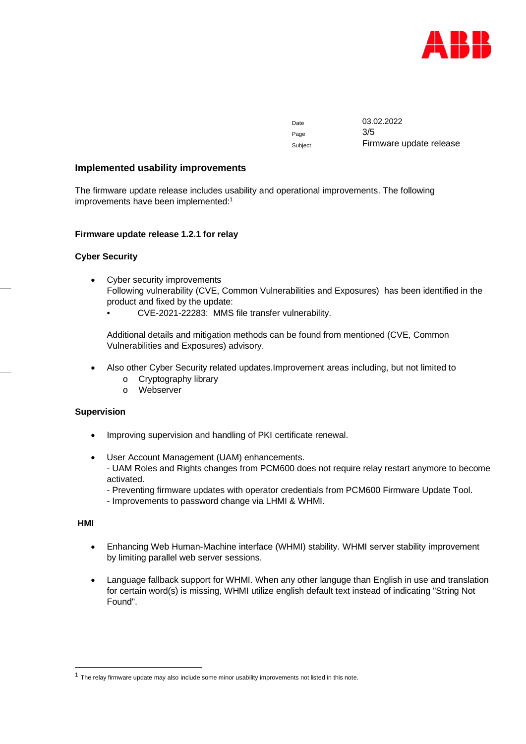Date 03.02.2022

Subject Firmware update release

## Implemented usability improvements

The firmware update release includes usability and operational improvements. The following improvements have been implemented:[1]

### Firmware update release 1.2.1 for relay

#### Cyber Security

- Cyber security improvements
  Following vulnerability (CVE, Common Vulnerabilities and Exposures) has been identified in the product and fixed by the update:
  - CVE-2021-22283: MMS file transfer vulnerability.

  Additional details and mitigation methods can be found from mentioned (CVE, Common Vulnerabilities and Exposures) advisory.

- Also other Cyber Security related updates.Improvement areas including, but not limited to
  - Cryptography library
  - Webserver

#### Supervision

- Improving supervision and handling of PKI certificate renewal.

- User Account Management (UAM) enhancements.
  - UAM Roles and Rights changes from PCM600 does not require relay restart anymore to become activated.
  - Preventing firmware updates with operator credentials from PCM600 Firmware Update Tool.
  - Improvements to password change via LHMI & WHMI.

#### HMI

- Enhancing Web Human-Machine interface (WHMI) stability. WHMI server stability improvement by limiting parallel web server sessions.

- Language fallback support for WHMI. When any other languge than English in use and translation for certain word(s) is missing, WHMI utilize english default text instead of indicating "String Not Found".

---

[1] The relay firmware update may also include some minor usability improvements not listed in this note.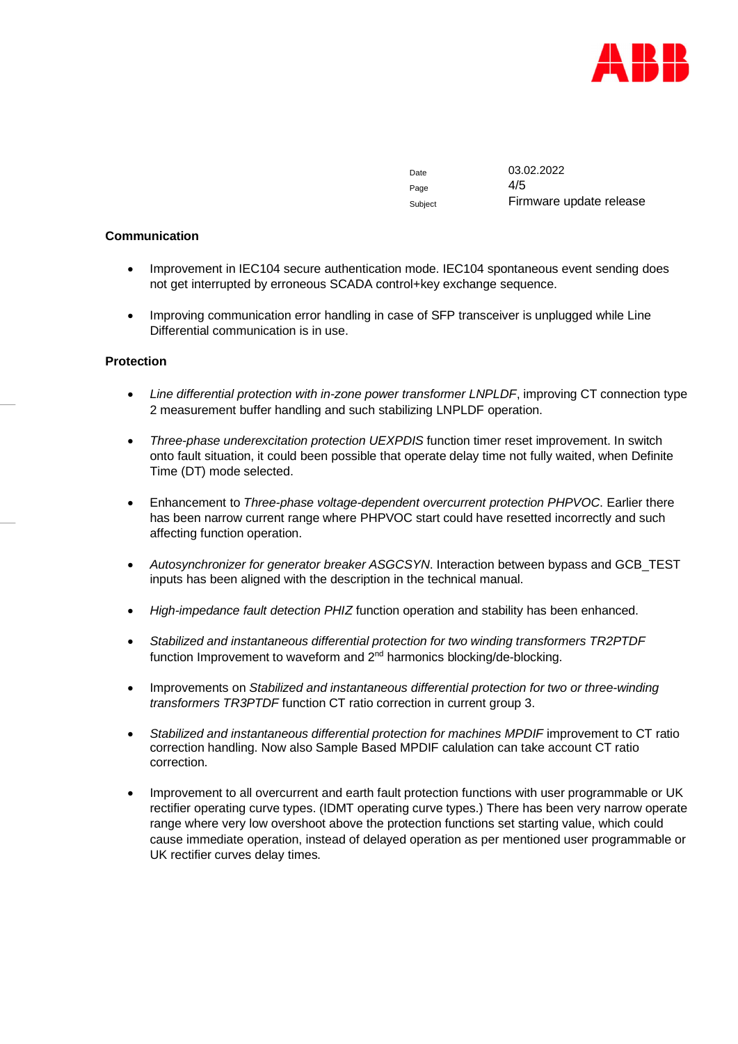**Communication**

- Improvement in IEC104 secure authentication mode. IEC104 spontaneous event sending does not get interrupted by erroneous SCADA control+key exchange sequence.
- Improving communication error handling in case of SFP transceiver is unplugged while Line Differential communication is in use.

**Protection**

- *Line differential protection with in-zone power transformer LNPLDF*, improving CT connection type 2 measurement buffer handling and such stabilizing LNPLDF operation.
- *Three-phase underexcitation protection UEXPDIS* function timer reset improvement. In switch onto fault situation, it could been possible that operate delay time not fully waited, when Definite Time (DT) mode selected.
- Enhancement to *Three-phase voltage-dependent overcurrent protection PHPVOC*. Earlier there has been narrow current range where PHPVOC start could have resetted incorrectly and such affecting function operation.
- *Autosynchronizer for generator breaker ASGCSYN*. Interaction between bypass and GCB_TEST inputs has been aligned with the description in the technical manual.
- *High-impedance fault detection PHIZ* function operation and stability has been enhanced.
- *Stabilized and instantaneous differential protection for two winding transformers TR2PTDF* function Improvement to waveform and 2$^{nd}$ harmonics blocking/de-blocking.
- Improvements on *Stabilized and instantaneous differential protection for two or three-winding transformers TR3PTDF* function CT ratio correction in current group 3.
- *Stabilized and instantaneous differential protection for machines MPDIF* improvement to CT ratio correction handling. Now also Sample Based MPDIF calulation can take account CT ratio correction.
- Improvement to all overcurrent and earth fault protection functions with user programmable or UK rectifier operating curve types. (IDMT operating curve types.) There has been very narrow operate range where very low overshoot above the protection functions set starting value, which could cause immediate operation, instead of delayed operation as per mentioned user programmable or UK rectifier curves delay times.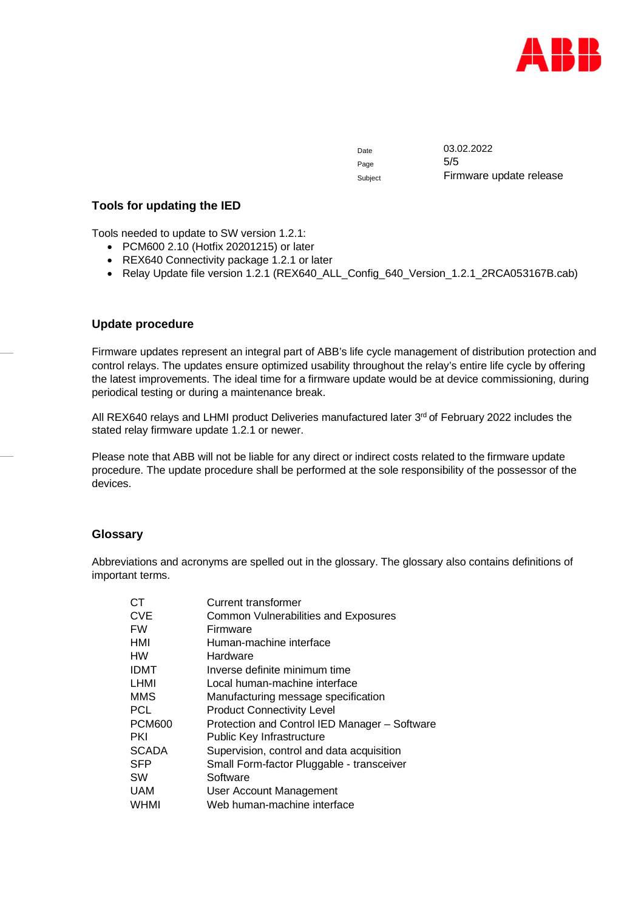## Tools for updating the IED

Tools needed to update to SW version 1.2.1:

- PCM600 2.10 (Hotfix 20201215) or later
- REX640 Connectivity package 1.2.1 or later
- Relay Update file version 1.2.1 (REX640_ALL_Config_640_Version_1.2.1_2RCA053167B.cab)

## Update procedure

Firmware updates represent an integral part of ABB's life cycle management of distribution protection and control relays. The updates ensure optimized usability throughout the relay's entire life cycle by offering the latest improvements. The ideal time for a firmware update would be at device commissioning, during periodical testing or during a maintenance break.

All REX640 relays and LHMI product Deliveries manufactured later 3rd of February 2022 includes the stated relay firmware update 1.2.1 or newer.

Please note that ABB will not be liable for any direct or indirect costs related to the firmware update procedure. The update procedure shall be performed at the sole responsibility of the possessor of the devices.

## Glossary

Abbreviations and acronyms are spelled out in the glossary. The glossary also contains definitions of important terms.

| | |
|---|---|
| CT | Current transformer |
| CVE | Common Vulnerabilities and Exposures |
| FW | Firmware |
| HMI | Human-machine interface |
| HW | Hardware |
| IDMT | Inverse definite minimum time |
| LHMI | Local human-machine interface |
| MMS | Manufacturing message specification |
| PCL | Product Connectivity Level |
| PCM600 | Protection and Control IED Manager – Software |
| PKI | Public Key Infrastructure |
| SCADA | Supervision, control and data acquisition |
| SFP | Small Form-factor Pluggable - transceiver |
| SW | Software |
| UAM | User Account Management |
| WHMI | Web human-machine interface |